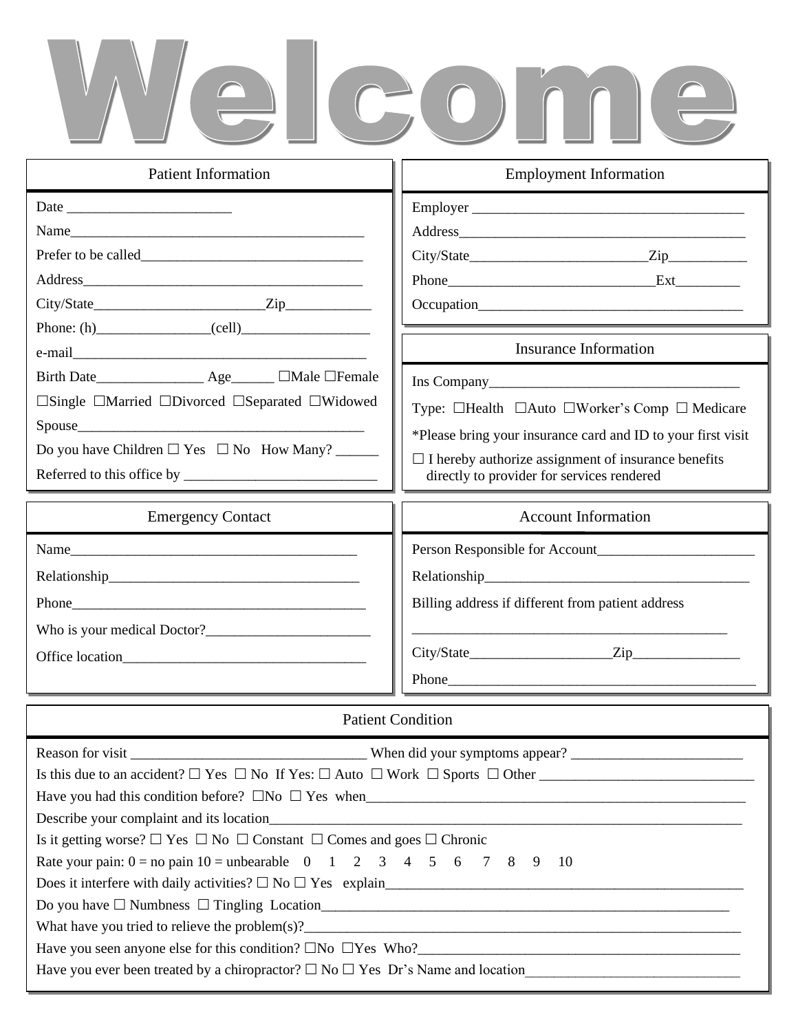# Welcome

## Patient Information

Date _______________________

Name_________________________________________

Prefer to be called_______________________________

Address________________________________________

City/State________________________Zip____________

Phone: (h)________________(cell)__________________

e-mail__________________________________________

Birth Date_______________ Age______ ☐Male ☐Female

☐Single ☐Married ☐Divorced ☐Separated ☐Widowed

Spouse_________________________________________

Do you have Children ☐ Yes ☐ No How Many? ______

Referred to this office by __________________________

## Employment Information

Employer ______________________________________

Address_________________________________________

City/State_________________________Zip___________

Phone_____________________________Ext_________

Occupation_____________________________________

## Insurance Information

Ins Company___________________________________

Type: ☐Health ☐Auto ☐Worker's Comp ☐ Medicare

*Please bring your insurance card and ID to your first visit

☐ I hereby authorize assignment of insurance benefits directly to provider for services rendered

## Emergency Contact

Name__________________________________________

Relationship____________________________________

Phone_________________________________________

Who is your medical Doctor?_______________________

Office location__________________________________

## Account Information

Person Responsible for Account______________________

Relationship____________________________________

Billing address if different from patient address

_____________________________________________

City/State___________________Zip_______________

Phone__________________________________________

## Patient Condition

Reason for visit _________________________________ When did your symptoms appear? ________________________

Is this due to an accident? ☐ Yes ☐ No If Yes: ☐ Auto ☐ Work ☐ Sports ☐ Other ______________________________

Have you had this condition before? ☐No ☐ Yes when________________________________________________________

Describe your complaint and its location_________________________________________________________________

Is it getting worse? ☐ Yes ☐ No ☐ Constant ☐ Comes and goes ☐ Chronic

Rate your pain: 0 = no pain 10 = unbearable 0 1 2 3 4 5 6 7 8 9 10

Does it interfere with daily activities? ☐ No ☐ Yes explain____________________________________________________

Do you have ☐ Numbness ☐ Tingling Location__________________________________________________________

What have you tried to relieve the problem(s)?____________________________________________________________

Have you seen anyone else for this condition? ☐No ☐Yes Who?_____________________________________________

Have you ever been treated by a chiropractor? ☐ No ☐ Yes Dr's Name and location______________________________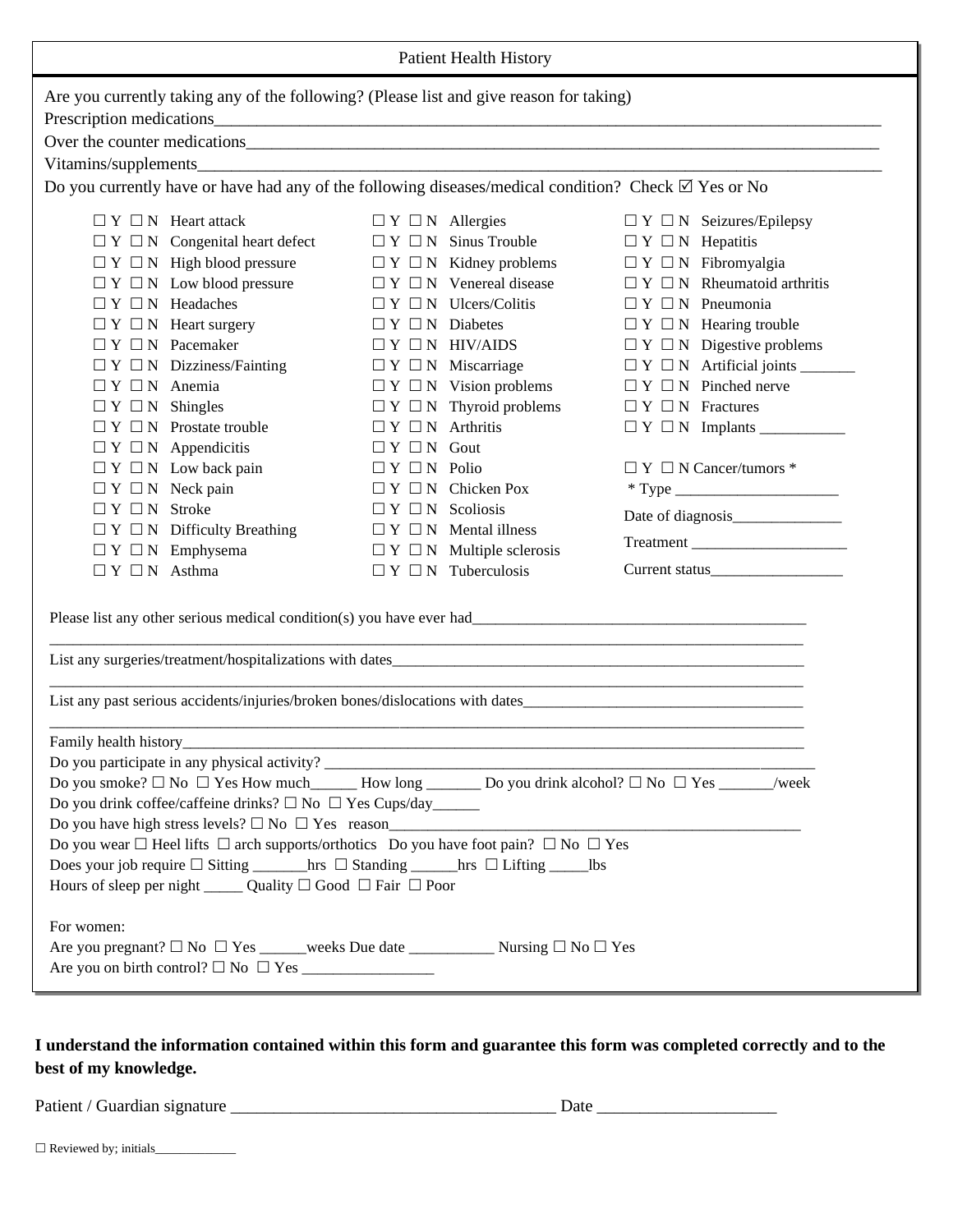## Patient Health History

Are you currently taking any of the following? (Please list and give reason for taking)

Prescription medications_______________________________________________________________________________

Over the counter medications___________________________________________________________________________

Vitamins/supplements__________________________________________________________________________________

Do you currently have or have had any of the following diseases/medical condition? Check ☑ Yes or No

| | | |
|---|---|---|
| ☐ Y ☐ N Heart attack | ☐ Y ☐ N Allergies | ☐ Y ☐ N Seizures/Epilepsy |
| ☐ Y ☐ N Congenital heart defect | ☐ Y ☐ N Sinus Trouble | ☐ Y ☐ N Hepatitis |
| ☐ Y ☐ N High blood pressure | ☐ Y ☐ N Kidney problems | ☐ Y ☐ N Fibromyalgia |
| ☐ Y ☐ N Low blood pressure | ☐ Y ☐ N Venereal disease | ☐ Y ☐ N Rheumatoid arthritis |
| ☐ Y ☐ N Headaches | ☐ Y ☐ N Ulcers/Colitis | ☐ Y ☐ N Pneumonia |
| ☐ Y ☐ N Heart surgery | ☐ Y ☐ N Diabetes | ☐ Y ☐ N Hearing trouble |
| ☐ Y ☐ N Pacemaker | ☐ Y ☐ N HIV/AIDS | ☐ Y ☐ N Digestive problems |
| ☐ Y ☐ N Dizziness/Fainting | ☐ Y ☐ N Miscarriage | ☐ Y ☐ N Artificial joints _______ |
| ☐ Y ☐ N Anemia | ☐ Y ☐ N Vision problems | ☐ Y ☐ N Pinched nerve |
| ☐ Y ☐ N Shingles | ☐ Y ☐ N Thyroid problems | ☐ Y ☐ N Fractures |
| ☐ Y ☐ N Prostate trouble | ☐ Y ☐ N Arthritis | ☐ Y ☐ N Implants ___________ |
| ☐ Y ☐ N Appendicitis | ☐ Y ☐ N Gout | |
| ☐ Y ☐ N Low back pain | ☐ Y ☐ N Polio | ☐ Y ☐ N Cancer/tumors * |
| ☐ Y ☐ N Neck pain | ☐ Y ☐ N Chicken Pox | * Type _____________________ |
| ☐ Y ☐ N Stroke | ☐ Y ☐ N Scoliosis | Date of diagnosis______________ |
| ☐ Y ☐ N Difficulty Breathing | ☐ Y ☐ N Mental illness | Treatment ____________________ |
| ☐ Y ☐ N Emphysema | ☐ Y ☐ N Multiple sclerosis | Current status_________________ |
| ☐ Y ☐ N Asthma | ☐ Y ☐ N Tuberculosis | |

Please list any other serious medical condition(s) you have ever had_____________________________________________

_____________________________________________________________________________________________

List any surgeries/treatment/hospitalizations with dates________________________________________________________

_____________________________________________________________________________________________

List any past serious accidents/injuries/broken bones/dislocations with dates____________________________________

_____________________________________________________________________________________________

Family health history__________________________________________________________________________________

Do you participate in any physical activity? _________________________________________________________________

Do you smoke? ☐ No ☐ Yes How much______ How long _______ Do you drink alcohol? ☐ No ☐ Yes _______/week

Do you drink coffee/caffeine drinks? ☐ No ☐ Yes Cups/day______

Do you have high stress levels? ☐ No ☐ Yes reason______________________________________________________

Do you wear ☐ Heel lifts ☐ arch supports/orthotics Do you have foot pain? ☐ No ☐ Yes

Does your job require ☐ Sitting _______hrs ☐ Standing ______hrs ☐ Lifting _____lbs

Hours of sleep per night _____ Quality ☐ Good ☐ Fair ☐ Poor

For women:

Are you pregnant? ☐ No ☐ Yes ______weeks Due date ___________ Nursing ☐ No ☐ Yes

Are you on birth control? ☐ No ☐ Yes _________________

**I understand the information contained within this form and guarantee this form was completed correctly and to the best of my knowledge.**

Patient / Guardian signature ______________________________________ Date _____________________

☐ Reviewed by; initials_____________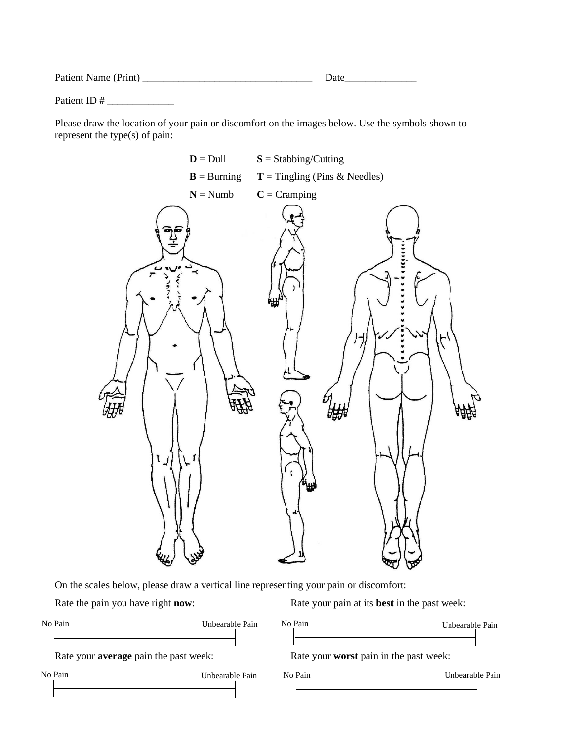Patient Name (Print) _________________________________ Date______________

Patient ID # _____________

Please draw the location of your pain or discomfort on the images below. Use the symbols shown to represent the type(s) of pain:

| | |
|---|---|
| **D** = Dull | **S** = Stabbing/Cutting |
| **B** = Burning | **T** = Tingling (Pins & Needles) |
| **N** = Numb | **C** = Cramping |

On the scales below, please draw a vertical line representing your pain or discomfort:

Rate the pain you have right **now**:

No Pain |————————————————| Unbearable Pain

Rate your pain at its **best** in the past week:

No Pain |————————————————| Unbearable Pain

Rate your **average** pain the past week:

No Pain |————————————————| Unbearable Pain

Rate your **worst** pain in the past week:

No Pain |————————————————| Unbearable Pain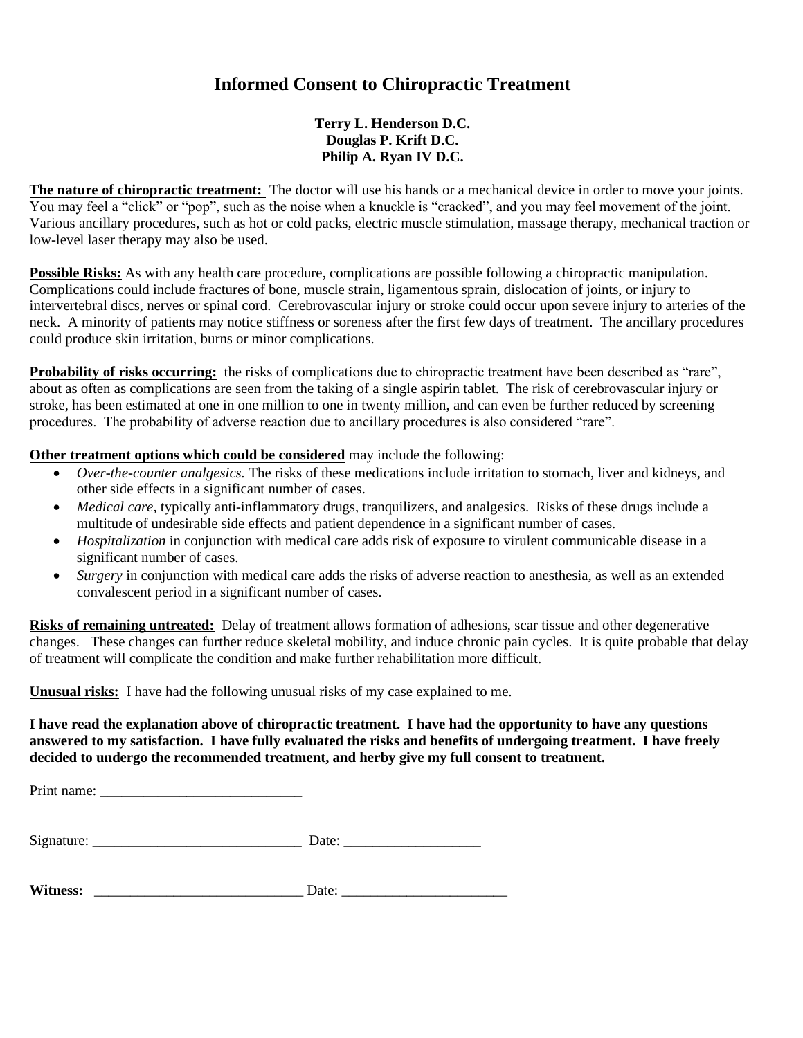# Informed Consent to Chiropractic Treatment

**Terry L. Henderson D.C.**
**Douglas P. Krift D.C.**
**Philip A. Ryan IV D.C.**

**The nature of chiropractic treatment:** The doctor will use his hands or a mechanical device in order to move your joints. You may feel a "click" or "pop", such as the noise when a knuckle is "cracked", and you may feel movement of the joint. Various ancillary procedures, such as hot or cold packs, electric muscle stimulation, massage therapy, mechanical traction or low-level laser therapy may also be used.

**Possible Risks:** As with any health care procedure, complications are possible following a chiropractic manipulation. Complications could include fractures of bone, muscle strain, ligamentous sprain, dislocation of joints, or injury to intervertebral discs, nerves or spinal cord. Cerebrovascular injury or stroke could occur upon severe injury to arteries of the neck. A minority of patients may notice stiffness or soreness after the first few days of treatment. The ancillary procedures could produce skin irritation, burns or minor complications.

**Probability of risks occurring:** the risks of complications due to chiropractic treatment have been described as "rare", about as often as complications are seen from the taking of a single aspirin tablet. The risk of cerebrovascular injury or stroke, has been estimated at one in one million to one in twenty million, and can even be further reduced by screening procedures. The probability of adverse reaction due to ancillary procedures is also considered "rare".

**Other treatment options which could be considered** may include the following:

- *Over-the-counter analgesics.* The risks of these medications include irritation to stomach, liver and kidneys, and other side effects in a significant number of cases.
- *Medical care*, typically anti-inflammatory drugs, tranquilizers, and analgesics. Risks of these drugs include a multitude of undesirable side effects and patient dependence in a significant number of cases.
- *Hospitalization* in conjunction with medical care adds risk of exposure to virulent communicable disease in a significant number of cases.
- *Surgery* in conjunction with medical care adds the risks of adverse reaction to anesthesia, as well as an extended convalescent period in a significant number of cases.

**Risks of remaining untreated:** Delay of treatment allows formation of adhesions, scar tissue and other degenerative changes. These changes can further reduce skeletal mobility, and induce chronic pain cycles. It is quite probable that delay of treatment will complicate the condition and make further rehabilitation more difficult.

**Unusual risks:** I have had the following unusual risks of my case explained to me.

**I have read the explanation above of chiropractic treatment. I have had the opportunity to have any questions answered to my satisfaction. I have fully evaluated the risks and benefits of undergoing treatment. I have freely decided to undergo the recommended treatment, and herby give my full consent to treatment.**

Print name: ____________________________

Signature: _____________________________ Date: ___________________

**Witness:** _____________________________ Date: _______________________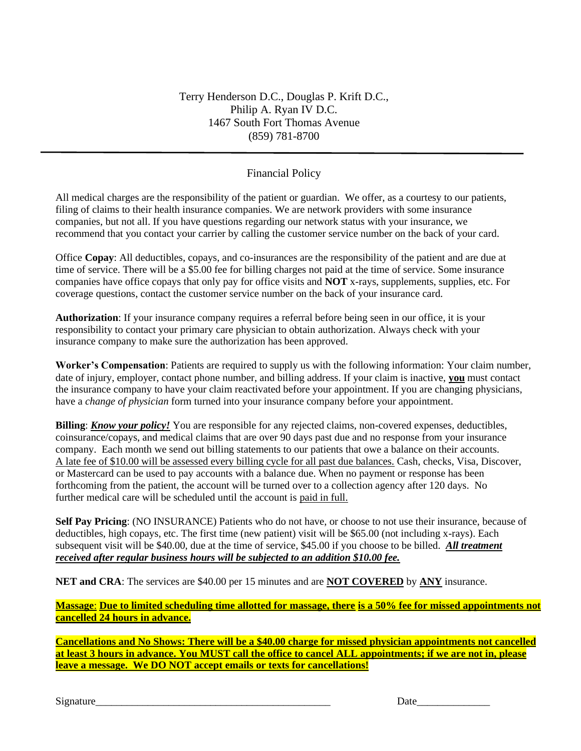Terry Henderson D.C., Douglas P. Krift D.C.,
Philip A. Ryan IV D.C.
1467 South Fort Thomas Avenue
(859) 781-8700

---

## Financial Policy

All medical charges are the responsibility of the patient or guardian. We offer, as a courtesy to our patients, filing of claims to their health insurance companies. We are network providers with some insurance companies, but not all. If you have questions regarding our network status with your insurance, we recommend that you contact your carrier by calling the customer service number on the back of your card.

Office **Copay**: All deductibles, copays, and co-insurances are the responsibility of the patient and are due at time of service. There will be a $5.00 fee for billing charges not paid at the time of service. Some insurance companies have office copays that only pay for office visits and **NOT** x-rays, supplements, supplies, etc. For coverage questions, contact the customer service number on the back of your insurance card.

**Authorization**: If your insurance company requires a referral before being seen in our office, it is your responsibility to contact your primary care physician to obtain authorization. Always check with your insurance company to make sure the authorization has been approved.

**Worker's Compensation**: Patients are required to supply us with the following information: Your claim number, date of injury, employer, contact phone number, and billing address. If your claim is inactive, **<u>you</u>** must contact the insurance company to have your claim reactivated before your appointment. If you are changing physicians, have a *change of physician* form turned into your insurance company before your appointment.

**Billing**: ***<u>Know your policy!</u>*** You are responsible for any rejected claims, non-covered expenses, deductibles, coinsurance/copays, and medical claims that are over 90 days past due and no response from your insurance company. Each month we send out billing statements to our patients that owe a balance on their accounts. <u>A late fee of $10.00 will be assessed every billing cycle for all past due balances.</u> Cash, checks, Visa, Discover, or Mastercard can be used to pay accounts with a balance due. When no payment or response has been forthcoming from the patient, the account will be turned over to a collection agency after 120 days. No further medical care will be scheduled until the account is <u>paid in full.</u>

**Self Pay Pricing**: (NO INSURANCE) Patients who do not have, or choose to not use their insurance, because of deductibles, high copays, etc. The first time (new patient) visit will be $65.00 (not including x-rays). Each subsequent visit will be $40.00, due at the time of service, $45.00 if you choose to be billed. ***<u>All treatment received after regular business hours will be subjected to an addition $10.00 fee.</u>***

**NET and CRA**: The services are $40.00 per 15 minutes and are **<u>NOT COVERED</u>** by **<u>ANY</u>** insurance.

**<u>Massage: Due to limited scheduling time allotted for massage, there is a 50% fee for missed appointments not cancelled 24 hours in advance.</u>**

**<u>Cancellations and No Shows: There will be a $40.00 charge for missed physician appointments not cancelled at least 3 hours in advance. You MUST call the office to cancel ALL appointments; if we are not in, please leave a message. We DO NOT accept emails or texts for cancellations!</u>**

Signature_____________________________________________ Date______________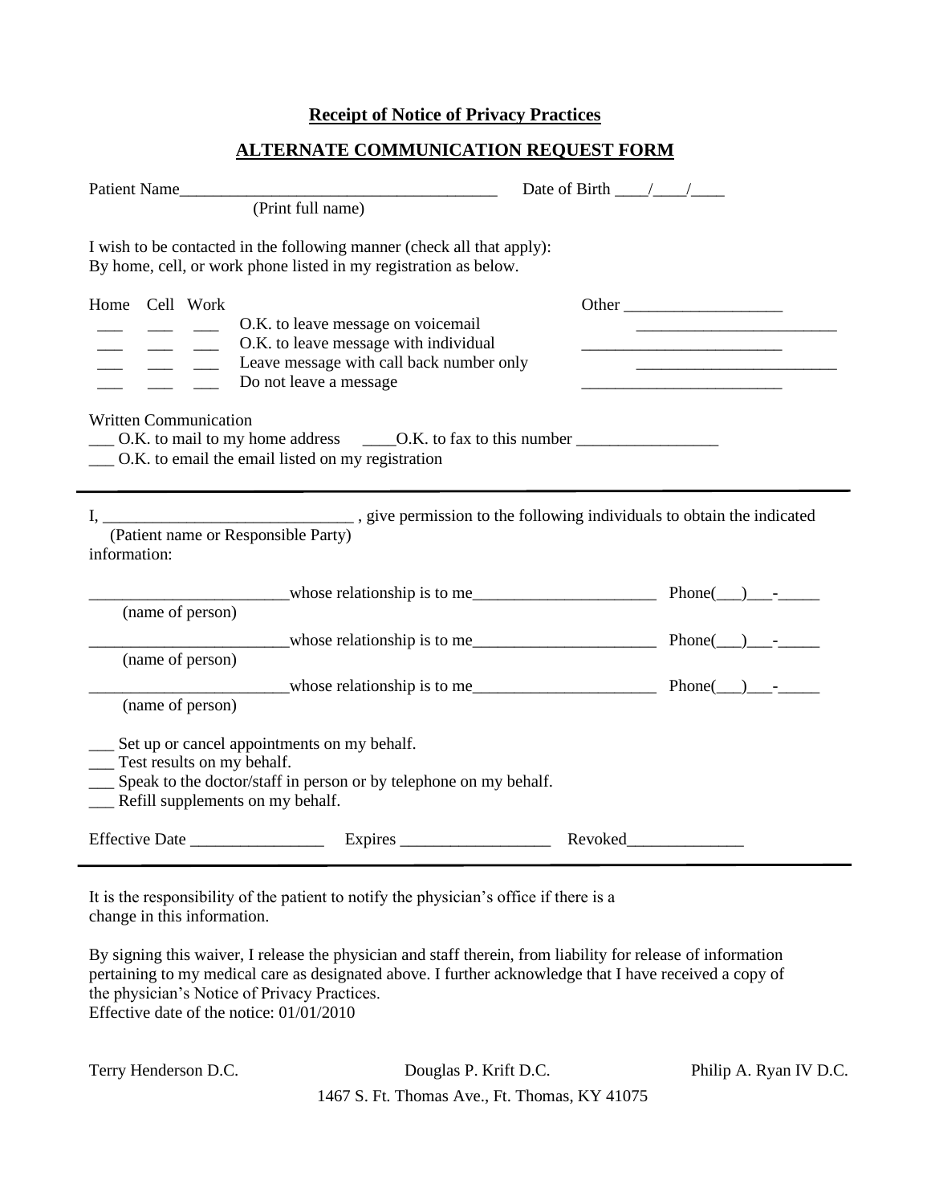## Receipt of Notice of Privacy Practices

## ALTERNATE COMMUNICATION REQUEST FORM

Patient Name_______________________________________ Date of Birth ____/____/____
(Print full name)

I wish to be contacted in the following manner (check all that apply):
By home, cell, or work phone listed in my registration as below.

| Home | Cell | Work | | Other ___________________ |
|---|---|---|---|---|
| ___ | ___ | ___ | O.K. to leave message on voicemail | ________________________ |
| ___ | ___ | ___ | O.K. to leave message with individual | ________________________ |
| ___ | ___ | ___ | Leave message with call back number only | ________________________ |
| ___ | ___ | ___ | Do not leave a message | ________________________ |

Written Communication
___ O.K. to mail to my home address ____O.K. to fax to this number _________________
___ O.K. to email the email listed on my registration

---

I, _____________________________ , give permission to the following individuals to obtain the indicated information:
(Patient name or Responsible Party)

________________________whose relationship is to me______________________ Phone(___)___-_____
(name of person)

________________________whose relationship is to me______________________ Phone(___)___-_____
(name of person)

________________________whose relationship is to me______________________ Phone(___)___-_____
(name of person)

___ Set up or cancel appointments on my behalf.
___ Test results on my behalf.
___ Speak to the doctor/staff in person or by telephone on my behalf.
___ Refill supplements on my behalf.

Effective Date ________________ Expires __________________ Revoked______________

---

It is the responsibility of the patient to notify the physician's office if there is a change in this information.

By signing this waiver, I release the physician and staff therein, from liability for release of information pertaining to my medical care as designated above. I further acknowledge that I have received a copy of the physician's Notice of Privacy Practices.
Effective date of the notice: 01/01/2010

Terry Henderson D.C. Douglas P. Krift D.C. Philip A. Ryan IV D.C.
1467 S. Ft. Thomas Ave., Ft. Thomas, KY 41075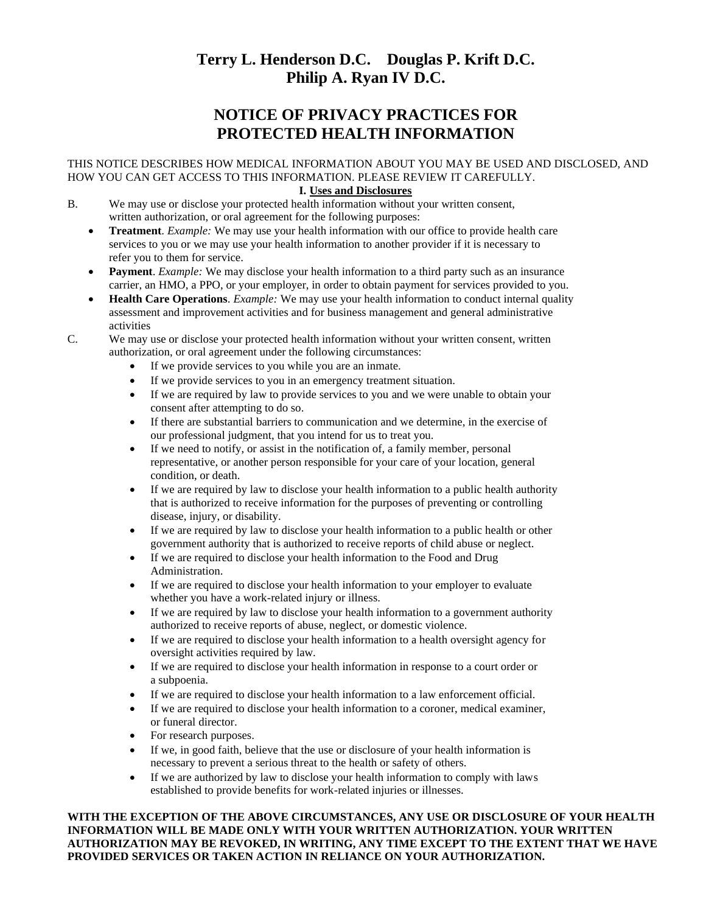# Terry L. Henderson D.C.    Douglas P. Krift D.C.
# Philip A. Ryan IV D.C.

## NOTICE OF PRIVACY PRACTICES FOR PROTECTED HEALTH INFORMATION

THIS NOTICE DESCRIBES HOW MEDICAL INFORMATION ABOUT YOU MAY BE USED AND DISCLOSED, AND HOW YOU CAN GET ACCESS TO THIS INFORMATION. PLEASE REVIEW IT CAREFULLY.

### I. Uses and Disclosures

B. We may use or disclose your protected health information without your written consent, written authorization, or oral agreement for the following purposes:

- **Treatment**. *Example:* We may use your health information with our office to provide health care services to you or we may use your health information to another provider if it is necessary to refer you to them for service.
- **Payment**. *Example:* We may disclose your health information to a third party such as an insurance carrier, an HMO, a PPO, or your employer, in order to obtain payment for services provided to you.
- **Health Care Operations**. *Example:* We may use your health information to conduct internal quality assessment and improvement activities and for business management and general administrative activities

C. We may use or disclose your protected health information without your written consent, written authorization, or oral agreement under the following circumstances:

- If we provide services to you while you are an inmate.
- If we provide services to you in an emergency treatment situation.
- If we are required by law to provide services to you and we were unable to obtain your consent after attempting to do so.
- If there are substantial barriers to communication and we determine, in the exercise of our professional judgment, that you intend for us to treat you.
- If we need to notify, or assist in the notification of, a family member, personal representative, or another person responsible for your care of your location, general condition, or death.
- If we are required by law to disclose your health information to a public health authority that is authorized to receive information for the purposes of preventing or controlling disease, injury, or disability.
- If we are required by law to disclose your health information to a public health or other government authority that is authorized to receive reports of child abuse or neglect.
- If we are required to disclose your health information to the Food and Drug Administration.
- If we are required to disclose your health information to your employer to evaluate whether you have a work-related injury or illness.
- If we are required by law to disclose your health information to a government authority authorized to receive reports of abuse, neglect, or domestic violence.
- If we are required to disclose your health information to a health oversight agency for oversight activities required by law.
- If we are required to disclose your health information in response to a court order or a subpoenia.
- If we are required to disclose your health information to a law enforcement official.
- If we are required to disclose your health information to a coroner, medical examiner, or funeral director.
- For research purposes.
- If we, in good faith, believe that the use or disclosure of your health information is necessary to prevent a serious threat to the health or safety of others.
- If we are authorized by law to disclose your health information to comply with laws established to provide benefits for work-related injuries or illnesses.

**WITH THE EXCEPTION OF THE ABOVE CIRCUMSTANCES, ANY USE OR DISCLOSURE OF YOUR HEALTH INFORMATION WILL BE MADE ONLY WITH YOUR WRITTEN AUTHORIZATION. YOUR WRITTEN AUTHORIZATION MAY BE REVOKED, IN WRITING, ANY TIME EXCEPT TO THE EXTENT THAT WE HAVE PROVIDED SERVICES OR TAKEN ACTION IN RELIANCE ON YOUR AUTHORIZATION.**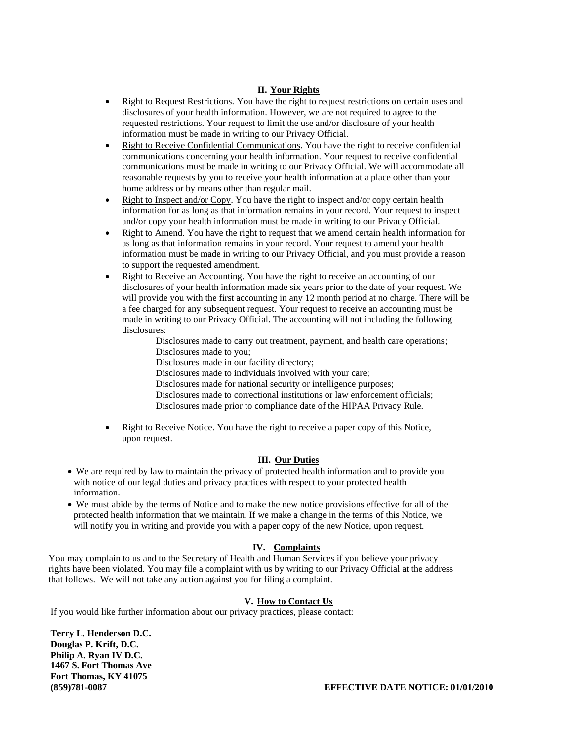## II. Your Rights

- Right to Request Restrictions. You have the right to request restrictions on certain uses and disclosures of your health information. However, we are not required to agree to the requested restrictions. Your request to limit the use and/or disclosure of your health information must be made in writing to our Privacy Official.
- Right to Receive Confidential Communications. You have the right to receive confidential communications concerning your health information. Your request to receive confidential communications must be made in writing to our Privacy Official. We will accommodate all reasonable requests by you to receive your health information at a place other than your home address or by means other than regular mail.
- Right to Inspect and/or Copy. You have the right to inspect and/or copy certain health information for as long as that information remains in your record. Your request to inspect and/or copy your health information must be made in writing to our Privacy Official.
- Right to Amend. You have the right to request that we amend certain health information for as long as that information remains in your record. Your request to amend your health information must be made in writing to our Privacy Official, and you must provide a reason to support the requested amendment.
- Right to Receive an Accounting. You have the right to receive an accounting of our disclosures of your health information made six years prior to the date of your request. We will provide you with the first accounting in any 12 month period at no charge. There will be a fee charged for any subsequent request. Your request to receive an accounting must be made in writing to our Privacy Official. The accounting will not including the following disclosures:

  Disclosures made to carry out treatment, payment, and health care operations;
  Disclosures made to you;
  Disclosures made in our facility directory;
  Disclosures made to individuals involved with your care;
  Disclosures made for national security or intelligence purposes;
  Disclosures made to correctional institutions or law enforcement officials;
  Disclosures made prior to compliance date of the HIPAA Privacy Rule.

- Right to Receive Notice. You have the right to receive a paper copy of this Notice, upon request.

## III. Our Duties

- We are required by law to maintain the privacy of protected health information and to provide you with notice of our legal duties and privacy practices with respect to your protected health information.
- We must abide by the terms of Notice and to make the new notice provisions effective for all of the protected health information that we maintain. If we make a change in the terms of this Notice, we will notify you in writing and provide you with a paper copy of the new Notice, upon request.

## IV. Complaints

You may complain to us and to the Secretary of Health and Human Services if you believe your privacy rights have been violated. You may file a complaint with us by writing to our Privacy Official at the address that follows. We will not take any action against you for filing a complaint.

## V. How to Contact Us

If you would like further information about our privacy practices, please contact:

**Terry L. Henderson D.C.**
**Douglas P. Krift, D.C.**
**Philip A. Ryan IV D.C.**
**1467 S. Fort Thomas Ave**
**Fort Thomas, KY 41075**
**(859)781-0087**

**EFFECTIVE DATE NOTICE: 01/01/2010**